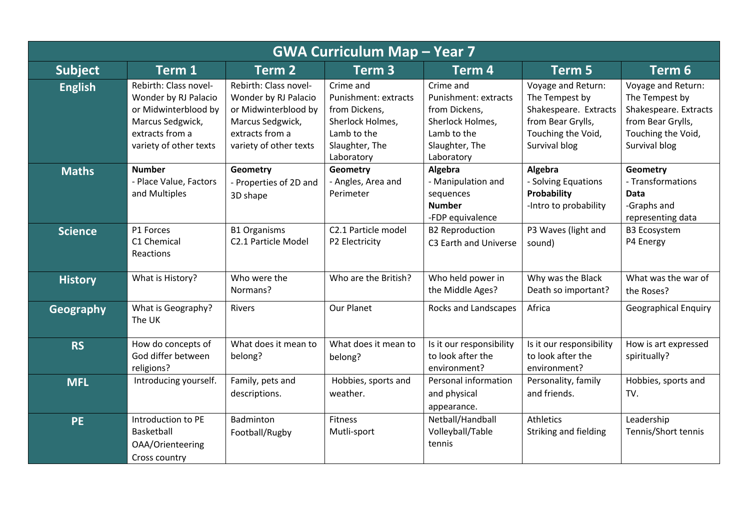# GWA Curriculum Map – Year 7

| Subject | Term 1 | Term 2 | Term 3 | Term 4 | Term 5 | Term 6 |
|---|---|---|---|---|---|---|
| **English** | Rebirth: Class novel- Wonder by RJ Palacio or Midwinterblood by Marcus Sedgwick, extracts from a variety of other texts | Rebirth: Class novel- Wonder by RJ Palacio or Midwinterblood by Marcus Sedgwick, extracts from a variety of other texts | Crime and Punishment: extracts from Dickens, Sherlock Holmes, Lamb to the Slaughter, The Laboratory | Crime and Punishment: extracts from Dickens, Sherlock Holmes, Lamb to the Slaughter, The Laboratory | Voyage and Return: The Tempest by Shakespeare. Extracts from Bear Grylls, Touching the Void, Survival blog | Voyage and Return: The Tempest by Shakespeare. Extracts from Bear Grylls, Touching the Void, Survival blog |
| **Maths** | **Number**<br>- Place Value, Factors and Multiples | **Geometry**<br>- Properties of 2D and 3D shape | **Geometry**<br>- Angles, Area and Perimeter | **Algebra**<br>- Manipulation and sequences<br>**Number**<br>-FDP equivalence | **Algebra**<br>- Solving Equations<br>**Probability**<br>-Intro to probability | **Geometry**<br>- Transformations<br>**Data**<br>-Graphs and representing data |
| **Science** | P1 Forces<br>C1 Chemical Reactions | B1 Organisms<br>C2.1 Particle Model | C2.1 Particle model<br>P2 Electricity | B2 Reproduction<br>C3 Earth and Universe | P3 Waves (light and sound) | B3 Ecosystem<br>P4 Energy |
| **History** | What is History? | Who were the Normans? | Who are the British? | Who held power in the Middle Ages? | Why was the Black Death so important? | What was the war of the Roses? |
| **Geography** | What is Geography? The UK | Rivers | Our Planet | Rocks and Landscapes | Africa | Geographical Enquiry |
| **RS** | How do concepts of God differ between religions? | What does it mean to belong? | What does it mean to belong? | Is it our responsibility to look after the environment? | Is it our responsibility to look after the environment? | How is art expressed spiritually? |
| **MFL** | Introducing yourself. | Family, pets and descriptions. | Hobbies, sports and weather. | Personal information and physical appearance. | Personality, family and friends. | Hobbies, sports and TV. |
| **PE** | Introduction to PE<br>Basketball<br>OAA/Orienteering<br>Cross country | Badminton<br>Football/Rugby | Fitness<br>Mutli-sport | Netball/Handball<br>Volleyball/Table tennis | Athletics<br>Striking and fielding | Leadership<br>Tennis/Short tennis |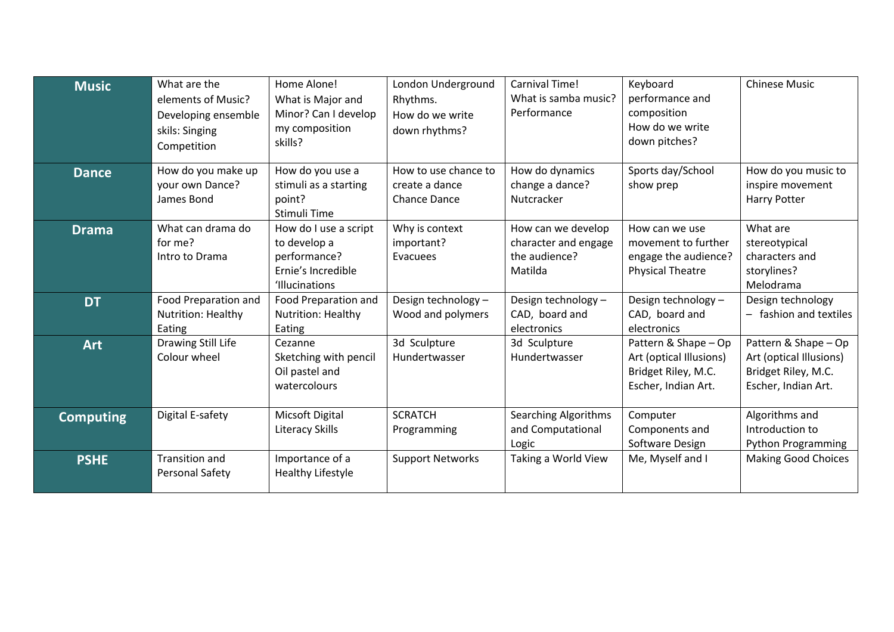| | | | | | | |
|---|---|---|---|---|---|---|
| **Music** | What are the elements of Music? Developing ensemble skils: Singing Competition | Home Alone! What is Major and Minor? Can I develop my composition skills? | London Underground Rhythms. How do we write down rhythms? | Carnival Time! What is samba music? Performance | Keyboard performance and composition How do we write down pitches? | Chinese Music |
| **Dance** | How do you make up your own Dance? James Bond | How do you use a stimuli as a starting point? Stimuli Time | How to use chance to create a dance Chance Dance | How do dynamics change a dance? Nutcracker | Sports day/School show prep | How do you music to inspire movement Harry Potter |
| **Drama** | What can drama do for me? Intro to Drama | How do I use a script to develop a performance? Ernie's Incredible 'Illucinations | Why is context important? Evacuees | How can we develop character and engage the audience? Matilda | How can we use movement to further engage the audience? Physical Theatre | What are stereotypical characters and storylines? Melodrama |
| **DT** | Food Preparation and Nutrition: Healthy Eating | Food Preparation and Nutrition: Healthy Eating | Design technology – Wood and polymers | Design technology – CAD, board and electronics | Design technology – CAD, board and electronics | Design technology – fashion and textiles |
| **Art** | Drawing Still Life Colour wheel | Cezanne Sketching with pencil Oil pastel and watercolours | 3d Sculpture Hundertwasser | 3d Sculpture Hundertwasser | Pattern & Shape – Op Art (optical Illusions) Bridget Riley, M.C. Escher, Indian Art. | Pattern & Shape – Op Art (optical Illusions) Bridget Riley, M.C. Escher, Indian Art. |
| **Computing** | Digital E-safety | Micsoft Digital Literacy Skills | SCRATCH Programming | Searching Algorithms and Computational Logic | Computer Components and Software Design | Algorithms and Introduction to Python Programming |
| **PSHE** | Transition and Personal Safety | Importance of a Healthy Lifestyle | Support Networks | Taking a World View | Me, Myself and I | Making Good Choices |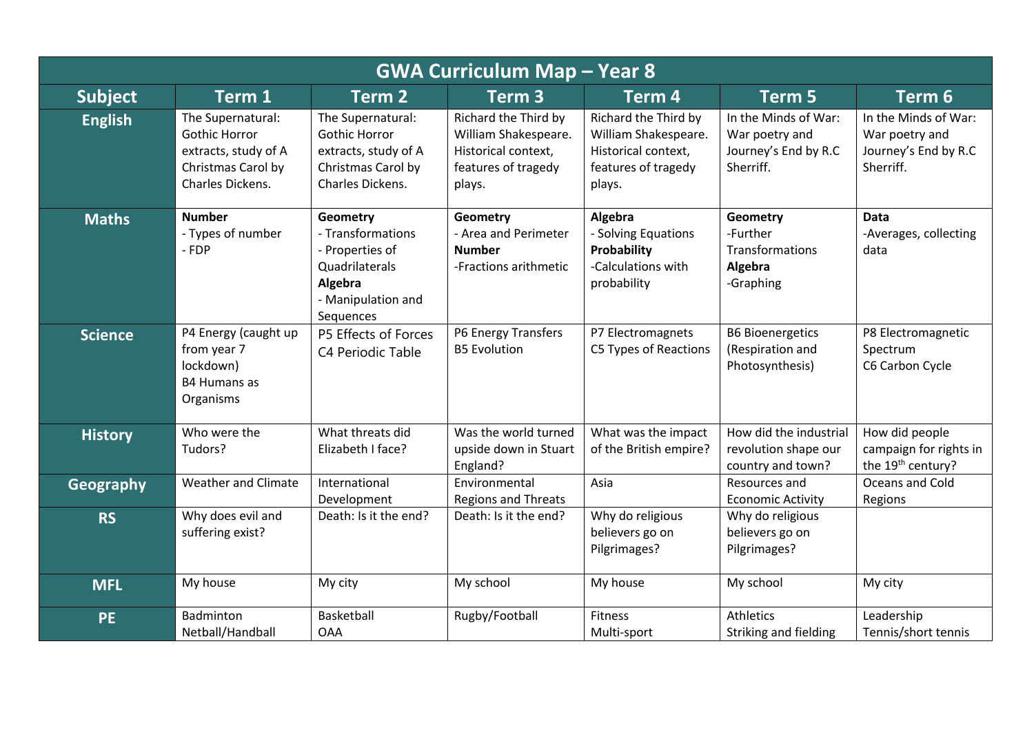# GWA Curriculum Map – Year 8

| Subject | Term 1 | Term 2 | Term 3 | Term 4 | Term 5 | Term 6 |
|---|---|---|---|---|---|---|
| **English** | The Supernatural: Gothic Horror extracts, study of A Christmas Carol by Charles Dickens. | The Supernatural: Gothic Horror extracts, study of A Christmas Carol by Charles Dickens. | Richard the Third by William Shakespeare. Historical context, features of tragedy plays. | Richard the Third by William Shakespeare. Historical context, features of tragedy plays. | In the Minds of War: War poetry and Journey's End by R.C Sherriff. | In the Minds of War: War poetry and Journey's End by R.C Sherriff. |
| **Maths** | **Number**<br>- Types of number<br>- FDP | **Geometry**<br>- Transformations<br>- Properties of Quadrilaterals<br>**Algebra**<br>- Manipulation and Sequences | **Geometry**<br>- Area and Perimeter<br>**Number**<br>-Fractions arithmetic | **Algebra**<br>- Solving Equations<br>**Probability**<br>-Calculations with probability | **Geometry**<br>-Further Transformations<br>**Algebra**<br>-Graphing | **Data**<br>-Averages, collecting data |
| **Science** | P4 Energy (caught up from year 7 lockdown)<br>B4 Humans as Organisms | P5 Effects of Forces<br>C4 Periodic Table | P6 Energy Transfers<br>B5 Evolution | P7 Electromagnets<br>C5 Types of Reactions | B6 Bioenergetics (Respiration and Photosynthesis) | P8 Electromagnetic Spectrum<br>C6 Carbon Cycle |
| **History** | Who were the Tudors? | What threats did Elizabeth I face? | Was the world turned upside down in Stuart England? | What was the impact of the British empire? | How did the industrial revolution shape our country and town? | How did people campaign for rights in the 19th century? |
| **Geography** | Weather and Climate | International Development | Environmental Regions and Threats | Asia | Resources and Economic Activity | Oceans and Cold Regions |
| **RS** | Why does evil and suffering exist? | Death: Is it the end? | Death: Is it the end? | Why do religious believers go on Pilgrimages? | Why do religious believers go on Pilgrimages? | |
| **MFL** | My house | My city | My school | My house | My school | My city |
| **PE** | Badminton<br>Netball/Handball | Basketball<br>OAA | Rugby/Football | Fitness<br>Multi-sport | Athletics<br>Striking and fielding | Leadership<br>Tennis/short tennis |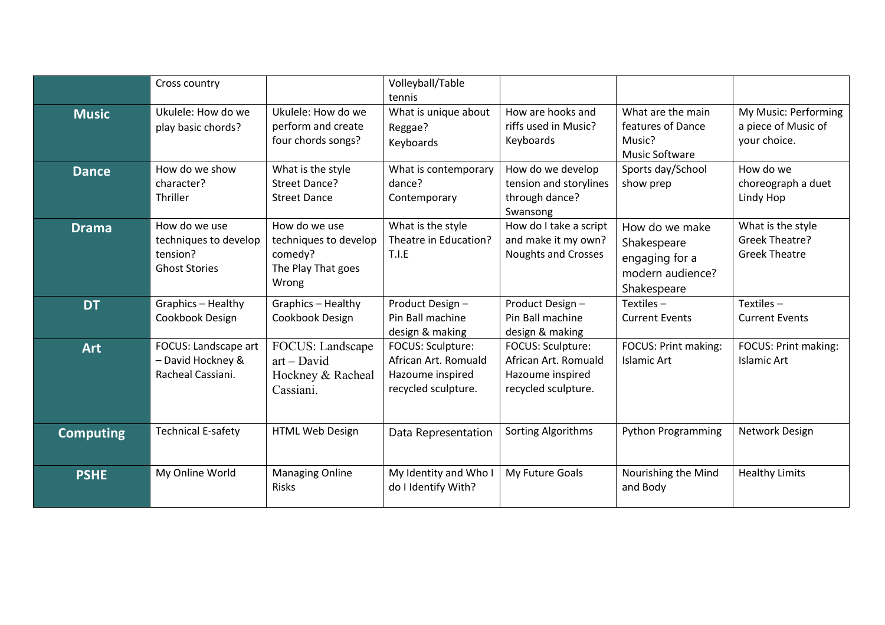| | | | | | | |
|---|---|---|---|---|---|---|
| | Cross country | | Volleyball/Table tennis | | | |
| **Music** | Ukulele: How do we play basic chords? | Ukulele: How do we perform and create four chords songs? | What is unique about Reggae? Keyboards | How are hooks and riffs used in Music? Keyboards | What are the main features of Dance Music? Music Software | My Music: Performing a piece of Music of your choice. |
| **Dance** | How do we show character? Thriller | What is the style Street Dance? Street Dance | What is contemporary dance? Contemporary | How do we develop tension and storylines through dance? Swansong | Sports day/School show prep | How do we choreograph a duet Lindy Hop |
| **Drama** | How do we use techniques to develop tension? Ghost Stories | How do we use techniques to develop comedy? The Play That goes Wrong | What is the style Theatre in Education? T.I.E | How do I take a script and make it my own? Noughts and Crosses | How do we make Shakespeare engaging for a modern audience? Shakespeare | What is the style Greek Theatre? Greek Theatre |
| **DT** | Graphics – Healthy Cookbook Design | Graphics – Healthy Cookbook Design | Product Design – Pin Ball machine design & making | Product Design – Pin Ball machine design & making | Textiles – Current Events | Textiles – Current Events |
| **Art** | FOCUS: Landscape art – David Hockney & Racheal Cassiani. | FOCUS: Landscape art – David Hockney & Racheal Cassiani. | FOCUS: Sculpture: African Art. Romuald Hazoume inspired recycled sculpture. | FOCUS: Sculpture: African Art. Romuald Hazoume inspired recycled sculpture. | FOCUS: Print making: Islamic Art | FOCUS: Print making: Islamic Art |
| **Computing** | Technical E-safety | HTML Web Design | Data Representation | Sorting Algorithms | Python Programming | Network Design |
| **PSHE** | My Online World | Managing Online Risks | My Identity and Who I do I Identify With? | My Future Goals | Nourishing the Mind and Body | Healthy Limits |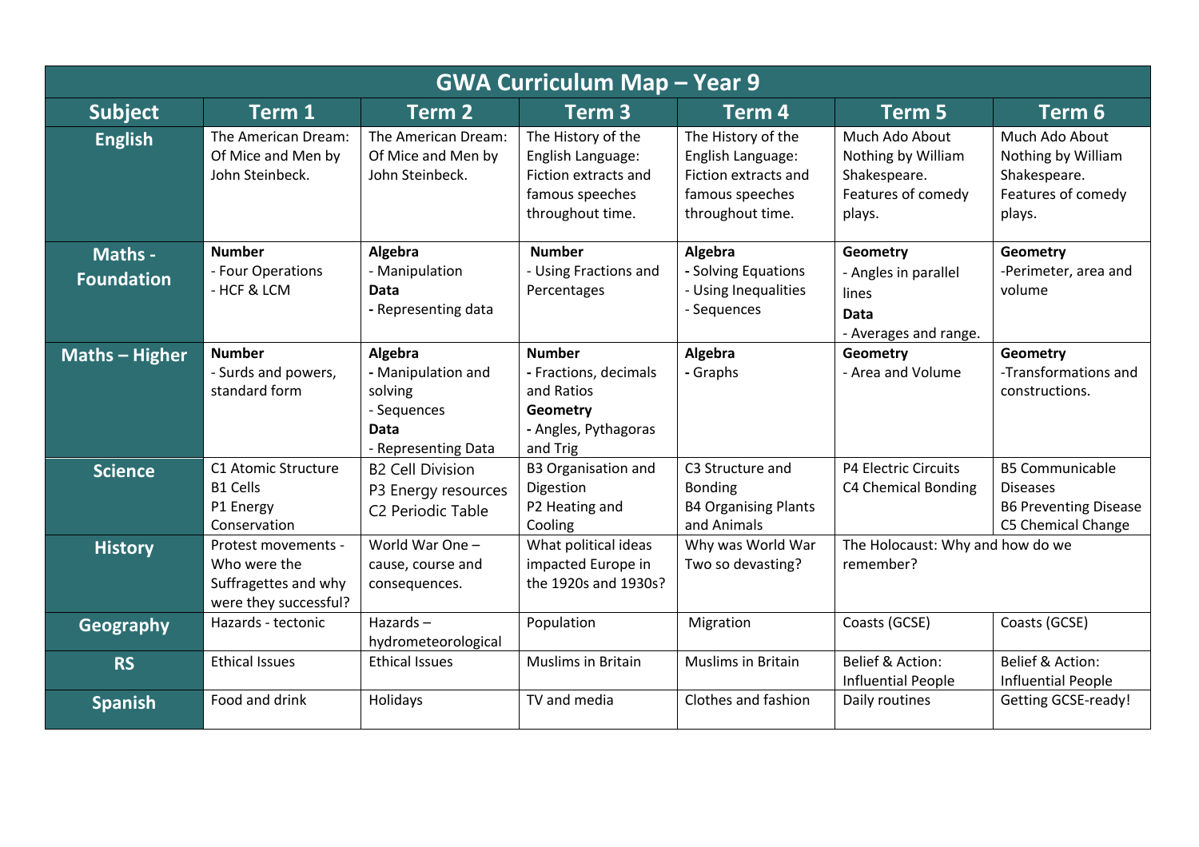| GWA Curriculum Map – Year 9 | | | | | | |
|---|---|---|---|---|---|---|
| **Subject** | **Term 1** | **Term 2** | **Term 3** | **Term 4** | **Term 5** | **Term 6** |
| **English** | The American Dream: Of Mice and Men by John Steinbeck. | The American Dream: Of Mice and Men by John Steinbeck. | The History of the English Language: Fiction extracts and famous speeches throughout time. | The History of the English Language: Fiction extracts and famous speeches throughout time. | Much Ado About Nothing by William Shakespeare. Features of comedy plays. | Much Ado About Nothing by William Shakespeare. Features of comedy plays. |
| **Maths - Foundation** | **Number**<br>- Four Operations<br>- HCF & LCM | **Algebra**<br>- Manipulation<br>**Data**<br>- Representing data | **Number**<br>- Using Fractions and Percentages | **Algebra**<br>- Solving Equations<br>- Using Inequalities<br>- Sequences | **Geometry**<br>- Angles in parallel lines<br>**Data**<br>- Averages and range. | **Geometry**<br>-Perimeter, area and volume |
| **Maths – Higher** | **Number**<br>- Surds and powers, standard form | **Algebra**<br>- Manipulation and solving<br>- Sequences<br>**Data**<br>- Representing Data | **Number**<br>- Fractions, decimals and Ratios<br>**Geometry**<br>- Angles, Pythagoras and Trig | **Algebra**<br>- Graphs | **Geometry**<br>- Area and Volume | **Geometry**<br>-Transformations and constructions. |
| **Science** | C1 Atomic Structure<br>B1 Cells<br>P1 Energy Conservation | B2 Cell Division<br>P3 Energy resources<br>C2 Periodic Table | B3 Organisation and Digestion<br>P2 Heating and Cooling | C3 Structure and Bonding<br>B4 Organising Plants and Animals | P4 Electric Circuits<br>C4 Chemical Bonding | B5 Communicable Diseases<br>B6 Preventing Disease<br>C5 Chemical Change |
| **History** | Protest movements - Who were the Suffragettes and why were they successful? | World War One – cause, course and consequences. | What political ideas impacted Europe in the 1920s and 1930s? | Why was World War Two so devasting? | The Holocaust: Why and how do we remember? | |
| **Geography** | Hazards - tectonic | Hazards – hydrometeorological | Population | Migration | Coasts (GCSE) | Coasts (GCSE) |
| **RS** | Ethical Issues | Ethical Issues | Muslims in Britain | Muslims in Britain | Belief & Action: Influential People | Belief & Action: Influential People |
| **Spanish** | Food and drink | Holidays | TV and media | Clothes and fashion | Daily routines | Getting GCSE-ready! |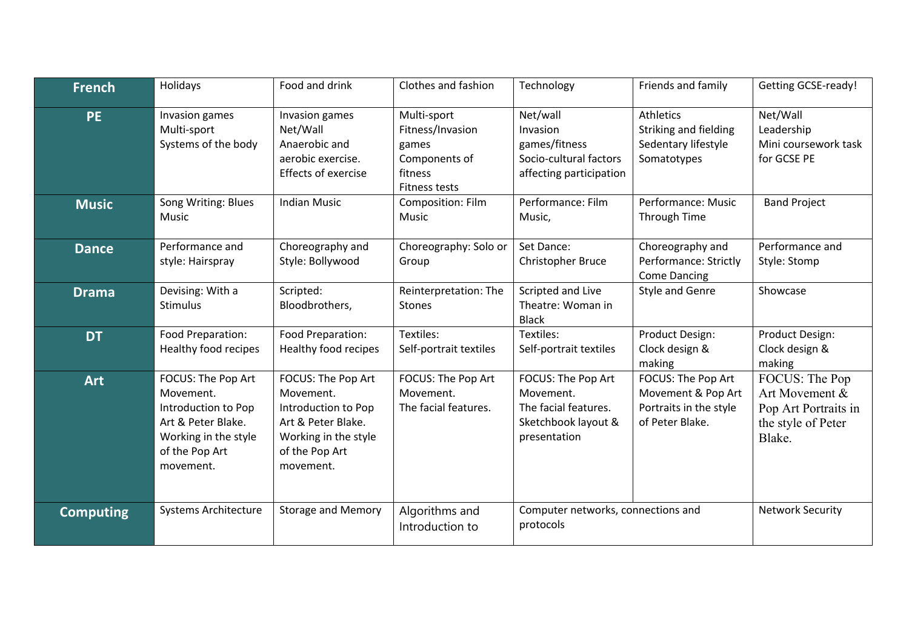| French | Holidays | Food and drink | Clothes and fashion | Technology | Friends and family | Getting GCSE-ready! |
|---|---|---|---|---|---|---|
| PE | Invasion games<br>Multi-sport<br>Systems of the body | Invasion games<br>Net/Wall<br>Anaerobic and aerobic exercise.<br>Effects of exercise | Multi-sport<br>Fitness/Invasion games<br>Components of fitness<br>Fitness tests | Net/wall<br>Invasion games/fitness<br>Socio-cultural factors affecting participation | Athletics<br>Striking and fielding<br>Sedentary lifestyle<br>Somatotypes | Net/Wall<br>Leadership<br>Mini coursework task for GCSE PE |
| Music | Song Writing: Blues Music | Indian Music | Composition: Film Music | Performance: Film Music, | Performance: Music Through Time | Band Project |
| Dance | Performance and style: Hairspray | Choreography and Style: Bollywood | Choreography: Solo or Group | Set Dance: Christopher Bruce | Choreography and Performance: Strictly Come Dancing | Performance and Style: Stomp |
| Drama | Devising: With a Stimulus | Scripted: Bloodbrothers, | Reinterpretation: The Stones | Scripted and Live Theatre: Woman in Black | Style and Genre | Showcase |
| DT | Food Preparation: Healthy food recipes | Food Preparation: Healthy food recipes | Textiles: Self-portrait textiles | Textiles: Self-portrait textiles | Product Design: Clock design & making | Product Design: Clock design & making |
| Art | FOCUS: The Pop Art Movement. Introduction to Pop Art & Peter Blake. Working in the style of the Pop Art movement. | FOCUS: The Pop Art Movement. Introduction to Pop Art & Peter Blake. Working in the style of the Pop Art movement. | FOCUS: The Pop Art Movement. The facial features. | FOCUS: The Pop Art Movement. The facial features. Sketchbook layout & presentation | FOCUS: The Pop Art Movement & Pop Art Portraits in the style of Peter Blake. | FOCUS: The Pop Art Movement & Pop Art Portraits in the style of Peter Blake. |
| Computing | Systems Architecture | Storage and Memory | Algorithms and Introduction to | Computer networks, connections and protocols | | Network Security |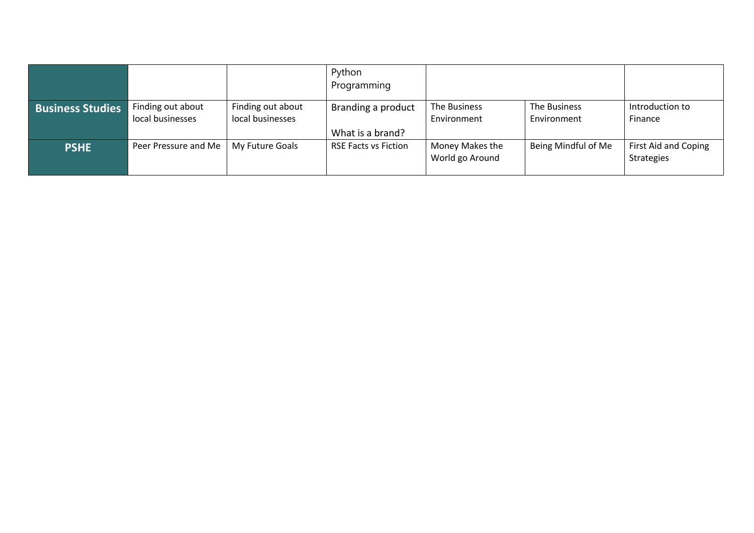| | | | | | | |
|---|---|---|---|---|---|---|
| | | | Python Programming | | | |
| **Business Studies** | Finding out about local businesses | Finding out about local businesses | Branding a product<br><br>What is a brand? | The Business Environment | The Business Environment | Introduction to Finance |
| **PSHE** | Peer Pressure and Me | My Future Goals | RSE Facts vs Fiction | Money Makes the World go Around | Being Mindful of Me | First Aid and Coping Strategies |